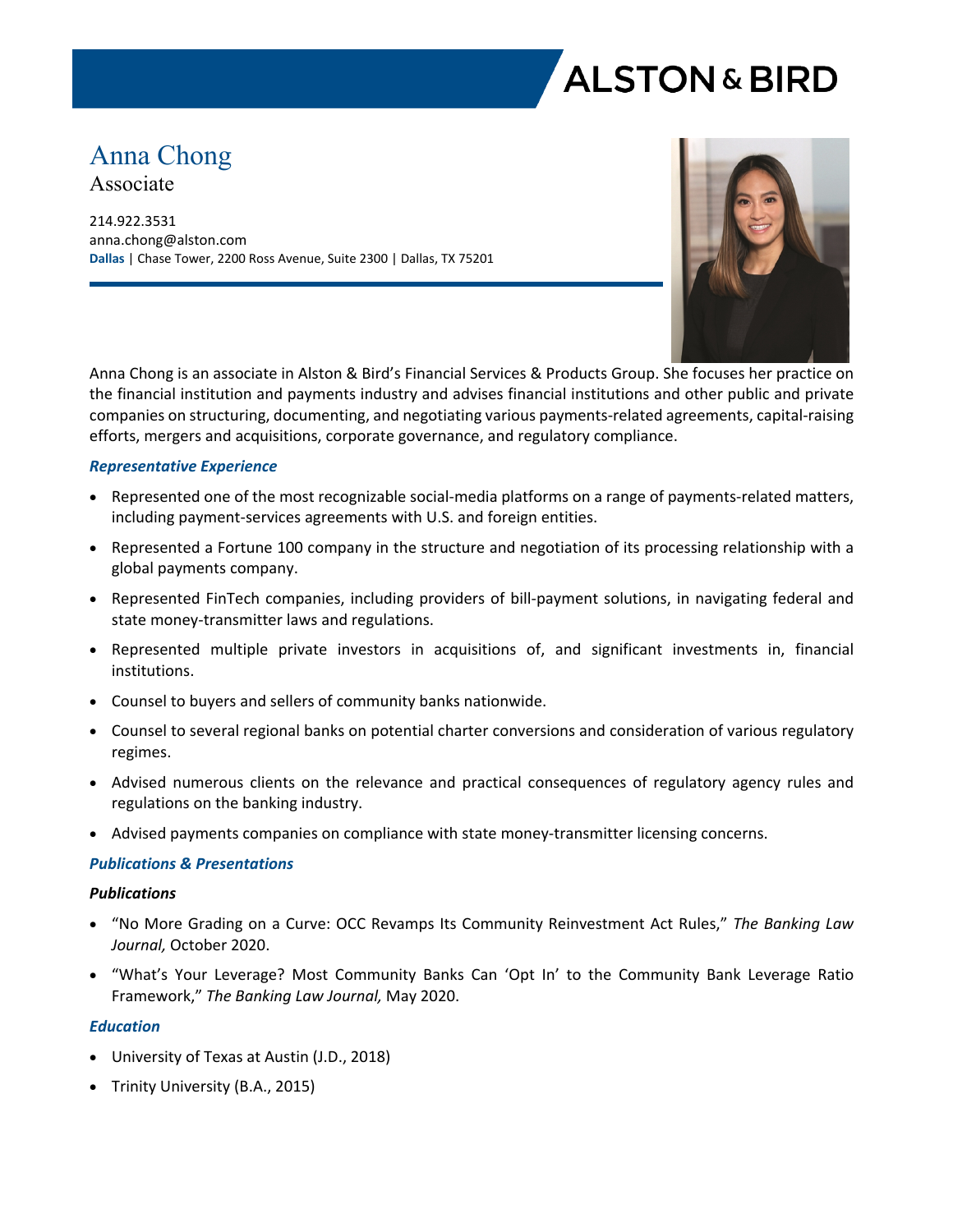# ALSTON & BIRD

# Anna Chong

Associate

214.922.3531
anna.chong@alston.com
**Dallas** | Chase Tower, 2200 Ross Avenue, Suite 2300 | Dallas, TX 75201

Anna Chong is an associate in Alston & Bird's Financial Services & Products Group. She focuses her practice on the financial institution and payments industry and advises financial institutions and other public and private companies on structuring, documenting, and negotiating various payments-related agreements, capital-raising efforts, mergers and acquisitions, corporate governance, and regulatory compliance.

## *Representative Experience*

- Represented one of the most recognizable social-media platforms on a range of payments-related matters, including payment-services agreements with U.S. and foreign entities.
- Represented a Fortune 100 company in the structure and negotiation of its processing relationship with a global payments company.
- Represented FinTech companies, including providers of bill-payment solutions, in navigating federal and state money-transmitter laws and regulations.
- Represented multiple private investors in acquisitions of, and significant investments in, financial institutions.
- Counsel to buyers and sellers of community banks nationwide.
- Counsel to several regional banks on potential charter conversions and consideration of various regulatory regimes.
- Advised numerous clients on the relevance and practical consequences of regulatory agency rules and regulations on the banking industry.
- Advised payments companies on compliance with state money-transmitter licensing concerns.

## *Publications & Presentations*

### *Publications*

- "No More Grading on a Curve: OCC Revamps Its Community Reinvestment Act Rules," *The Banking Law Journal,* October 2020.
- "What's Your Leverage? Most Community Banks Can 'Opt In' to the Community Bank Leverage Ratio Framework," *The Banking Law Journal,* May 2020.

## *Education*

- University of Texas at Austin (J.D., 2018)
- Trinity University (B.A., 2015)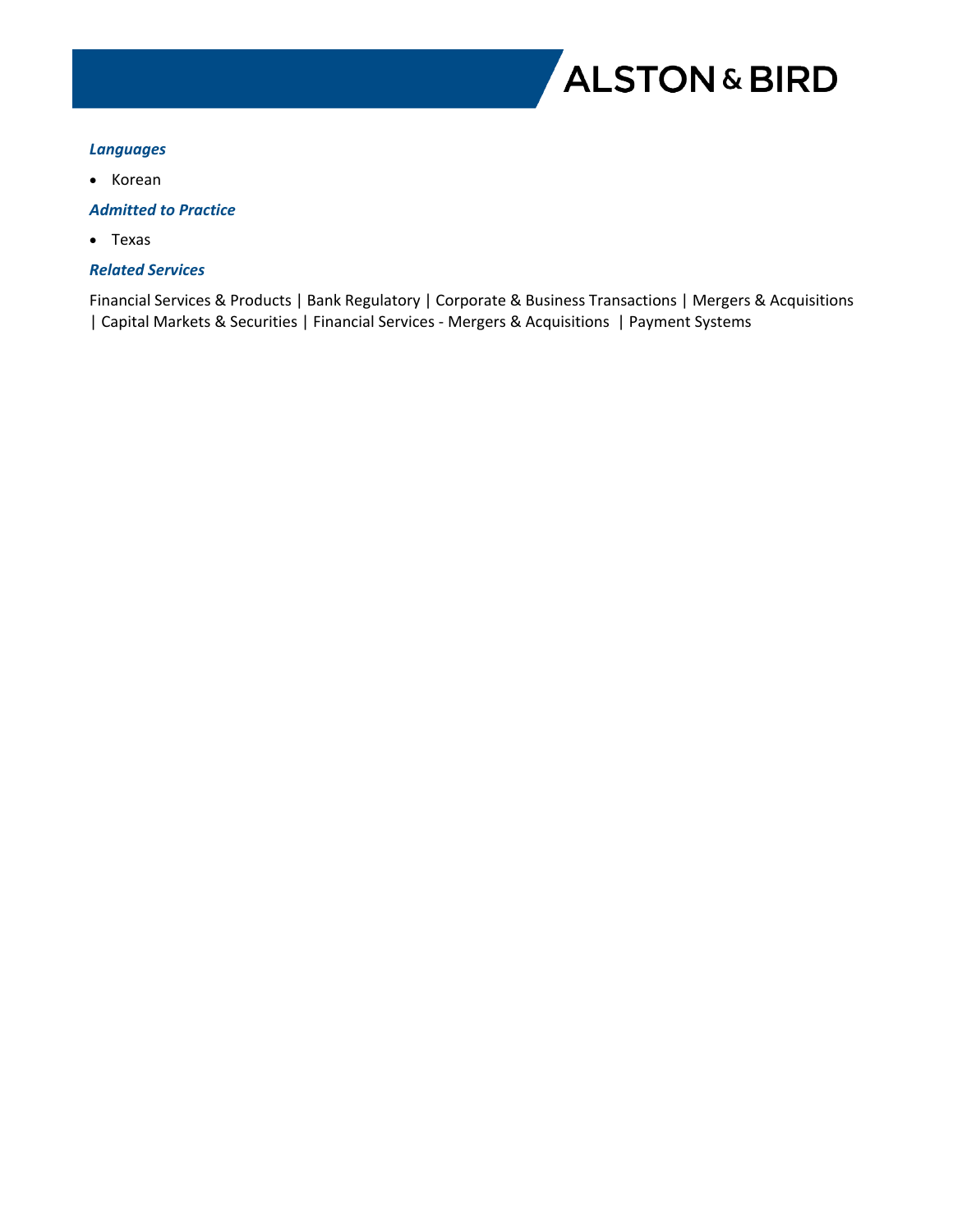### *Languages*

- Korean

### *Admitted to Practice*

- Texas

### *Related Services*

Financial Services & Products | Bank Regulatory | Corporate & Business Transactions | Mergers & Acquisitions | Capital Markets & Securities | Financial Services - Mergers & Acquisitions | Payment Systems